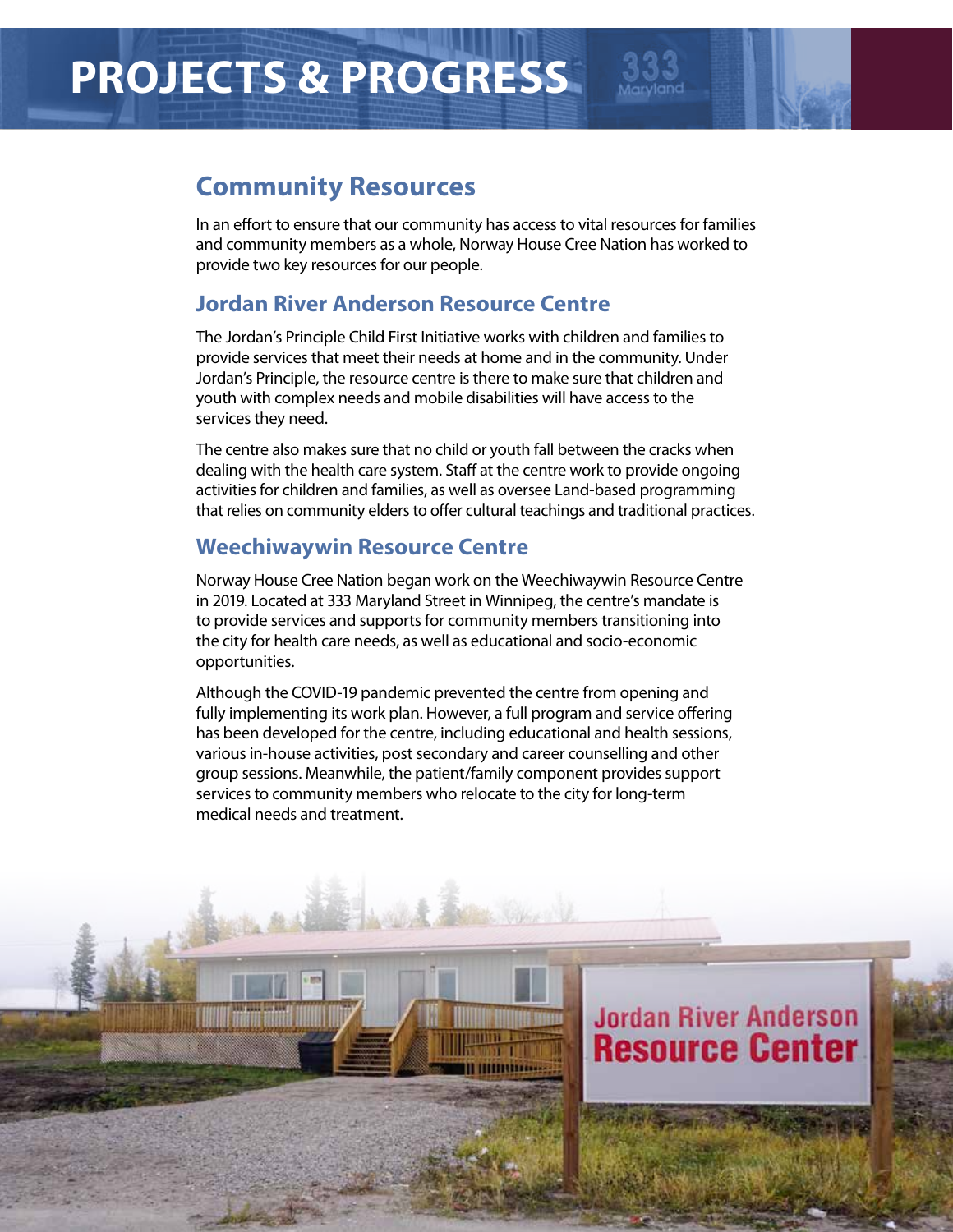# PROJECTS & PROGRESS

## Community Resources

In an effort to ensure that our community has access to vital resources for families and community members as a whole, Norway House Cree Nation has worked to provide two key resources for our people.

### Jordan River Anderson Resource Centre

The Jordan's Principle Child First Initiative works with children and families to provide services that meet their needs at home and in the community. Under Jordan's Principle, the resource centre is there to make sure that children and youth with complex needs and mobile disabilities will have access to the services they need.

The centre also makes sure that no child or youth fall between the cracks when dealing with the health care system. Staff at the centre work to provide ongoing activities for children and families, as well as oversee Land-based programming that relies on community elders to offer cultural teachings and traditional practices.

### Weechiwaywin Resource Centre

Norway House Cree Nation began work on the Weechiwaywin Resource Centre in 2019. Located at 333 Maryland Street in Winnipeg, the centre's mandate is to provide services and supports for community members transitioning into the city for health care needs, as well as educational and socio-economic opportunities.

Although the COVID-19 pandemic prevented the centre from opening and fully implementing its work plan. However, a full program and service offering has been developed for the centre, including educational and health sessions, various in-house activities, post secondary and career counselling and other group sessions. Meanwhile, the patient/family component provides support services to community members who relocate to the city for long-term medical needs and treatment.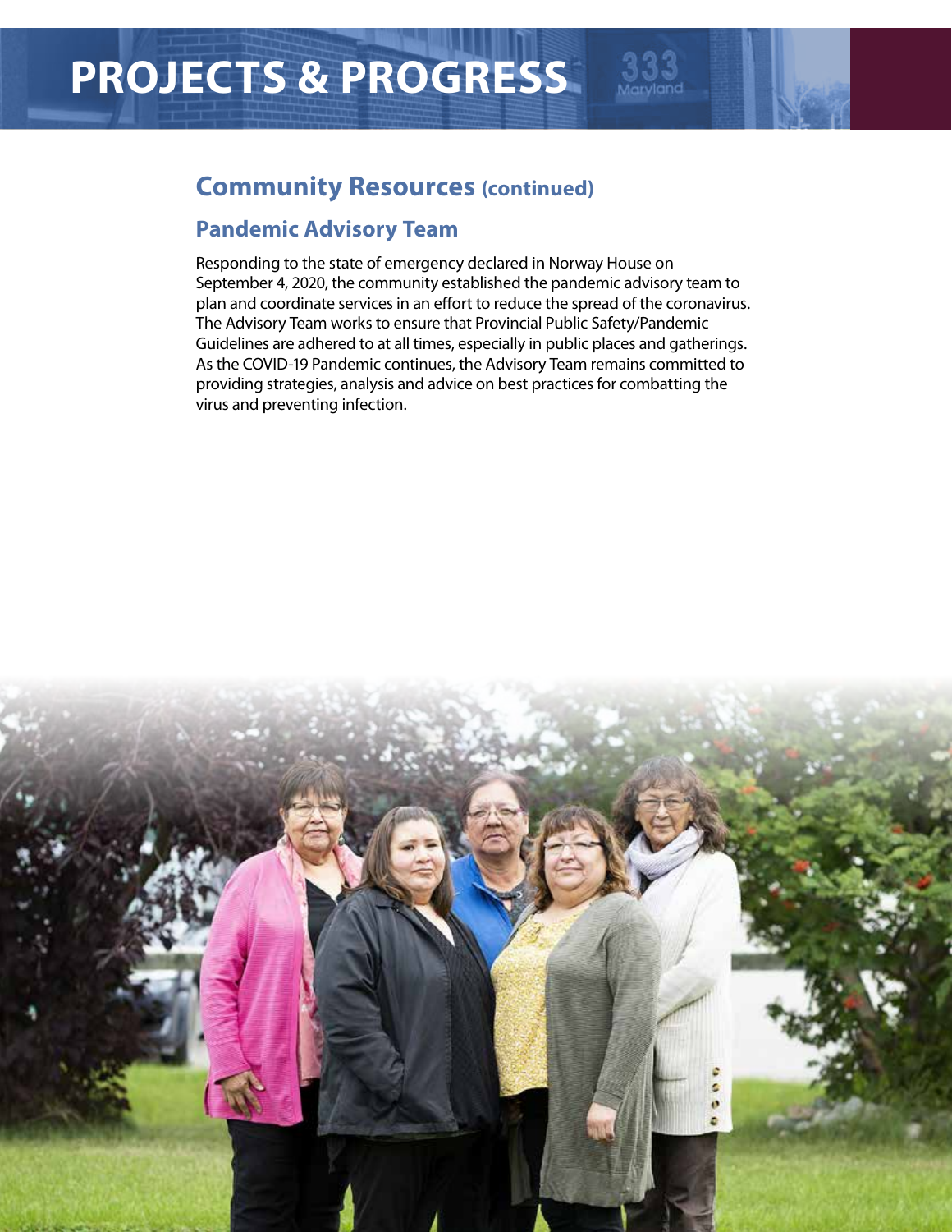# PROJECTS & PROGRESS

## Community Resources (continued)

### Pandemic Advisory Team

Responding to the state of emergency declared in Norway House on September 4, 2020, the community established the pandemic advisory team to plan and coordinate services in an effort to reduce the spread of the coronavirus. The Advisory Team works to ensure that Provincial Public Safety/Pandemic Guidelines are adhered to at all times, especially in public places and gatherings. As the COVID-19 Pandemic continues, the Advisory Team remains committed to providing strategies, analysis and advice on best practices for combatting the virus and preventing infection.